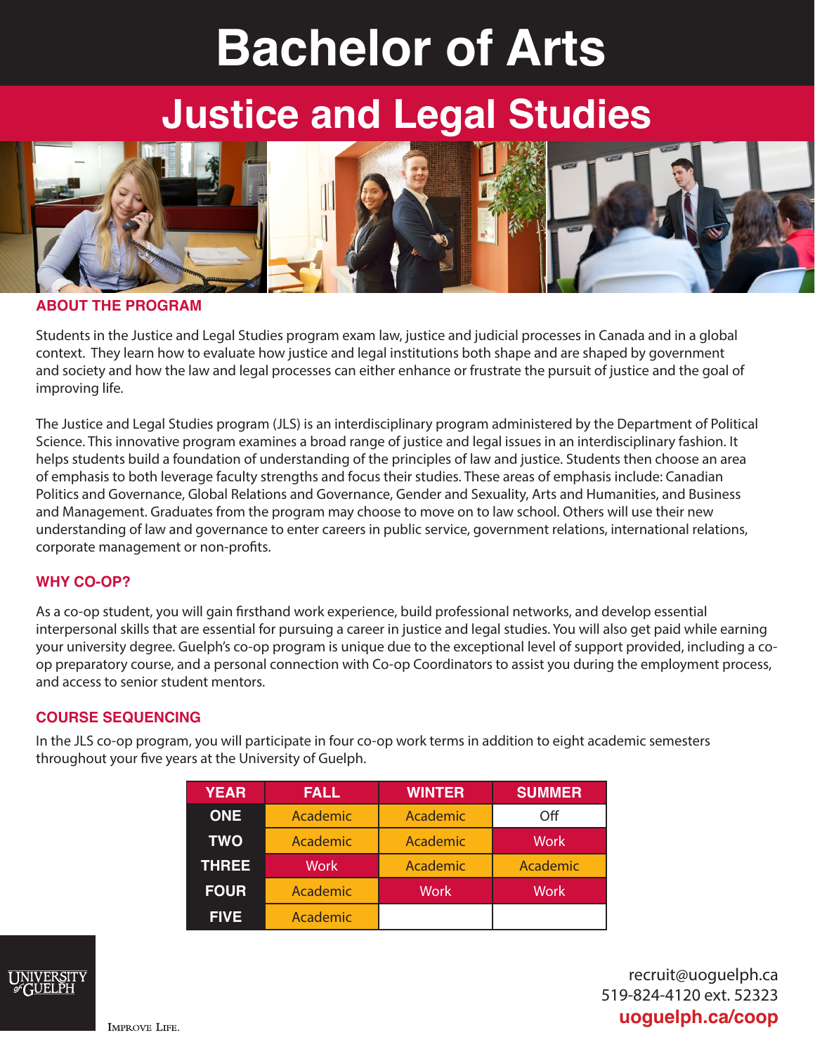# Bachelor of Arts

## Justice and Legal Studies

### ABOUT THE PROGRAM

Students in the Justice and Legal Studies program exam law, justice and judicial processes in Canada and in a global context. They learn how to evaluate how justice and legal institutions both shape and are shaped by government and society and how the law and legal processes can either enhance or frustrate the pursuit of justice and the goal of improving life.

The Justice and Legal Studies program (JLS) is an interdisciplinary program administered by the Department of Political Science. This innovative program examines a broad range of justice and legal issues in an interdisciplinary fashion. It helps students build a foundation of understanding of the principles of law and justice. Students then choose an area of emphasis to both leverage faculty strengths and focus their studies. These areas of emphasis include: Canadian Politics and Governance, Global Relations and Governance, Gender and Sexuality, Arts and Humanities, and Business and Management. Graduates from the program may choose to move on to law school. Others will use their new understanding of law and governance to enter careers in public service, government relations, international relations, corporate management or non-profits.

### WHY CO-OP?

As a co-op student, you will gain firsthand work experience, build professional networks, and develop essential interpersonal skills that are essential for pursuing a career in justice and legal studies. You will also get paid while earning your university degree. Guelph's co-op program is unique due to the exceptional level of support provided, including a co-op preparatory course, and a personal connection with Co-op Coordinators to assist you during the employment process, and access to senior student mentors.

### COURSE SEQUENCING

In the JLS co-op program, you will participate in four co-op work terms in addition to eight academic semesters throughout your five years at the University of Guelph.

| YEAR | FALL | WINTER | SUMMER |
|---|---|---|---|
| ONE | Academic | Academic | Off |
| TWO | Academic | Academic | Work |
| THREE | Work | Academic | Academic |
| FOUR | Academic | Work | Work |
| FIVE | Academic | | |

University of Guelph

Improve Life.

recruit@uoguelph.ca
519-824-4120 ext. 52323
**uoguelph.ca/coop**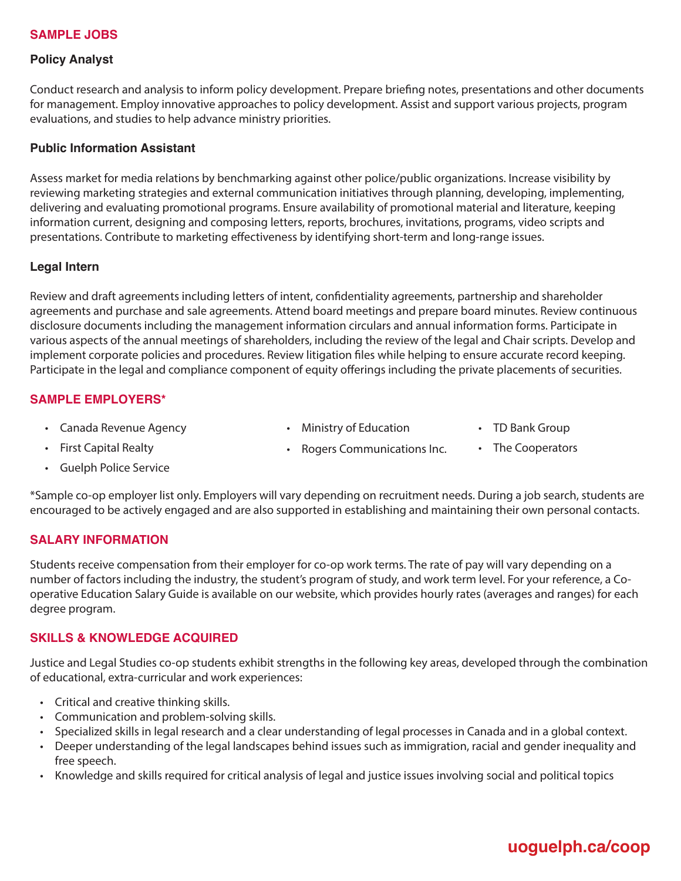## SAMPLE JOBS

### Policy Analyst

Conduct research and analysis to inform policy development. Prepare briefing notes, presentations and other documents for management. Employ innovative approaches to policy development. Assist and support various projects, program evaluations, and studies to help advance ministry priorities.

### Public Information Assistant

Assess market for media relations by benchmarking against other police/public organizations. Increase visibility by reviewing marketing strategies and external communication initiatives through planning, developing, implementing, delivering and evaluating promotional programs. Ensure availability of promotional material and literature, keeping information current, designing and composing letters, reports, brochures, invitations, programs, video scripts and presentations. Contribute to marketing effectiveness by identifying short-term and long-range issues.

### Legal Intern

Review and draft agreements including letters of intent, confidentiality agreements, partnership and shareholder agreements and purchase and sale agreements. Attend board meetings and prepare board minutes. Review continuous disclosure documents including the management information circulars and annual information forms. Participate in various aspects of the annual meetings of shareholders, including the review of the legal and Chair scripts. Develop and implement corporate policies and procedures. Review litigation files while helping to ensure accurate record keeping. Participate in the legal and compliance component of equity offerings including the private placements of securities.

## SAMPLE EMPLOYERS*

- Canada Revenue Agency
- First Capital Realty
- Guelph Police Service
- Ministry of Education
- Rogers Communications Inc.
- TD Bank Group
- The Cooperators

*Sample co-op employer list only. Employers will vary depending on recruitment needs. During a job search, students are encouraged to be actively engaged and are also supported in establishing and maintaining their own personal contacts.

## SALARY INFORMATION

Students receive compensation from their employer for co-op work terms. The rate of pay will vary depending on a number of factors including the industry, the student's program of study, and work term level. For your reference, a Co-operative Education Salary Guide is available on our website, which provides hourly rates (averages and ranges) for each degree program.

## SKILLS & KNOWLEDGE ACQUIRED

Justice and Legal Studies co-op students exhibit strengths in the following key areas, developed through the combination of educational, extra-curricular and work experiences:

- Critical and creative thinking skills.
- Communication and problem-solving skills.
- Specialized skills in legal research and a clear understanding of legal processes in Canada and in a global context.
- Deeper understanding of the legal landscapes behind issues such as immigration, racial and gender inequality and free speech.
- Knowledge and skills required for critical analysis of legal and justice issues involving social and political topics

**uoguelph.ca/coop**